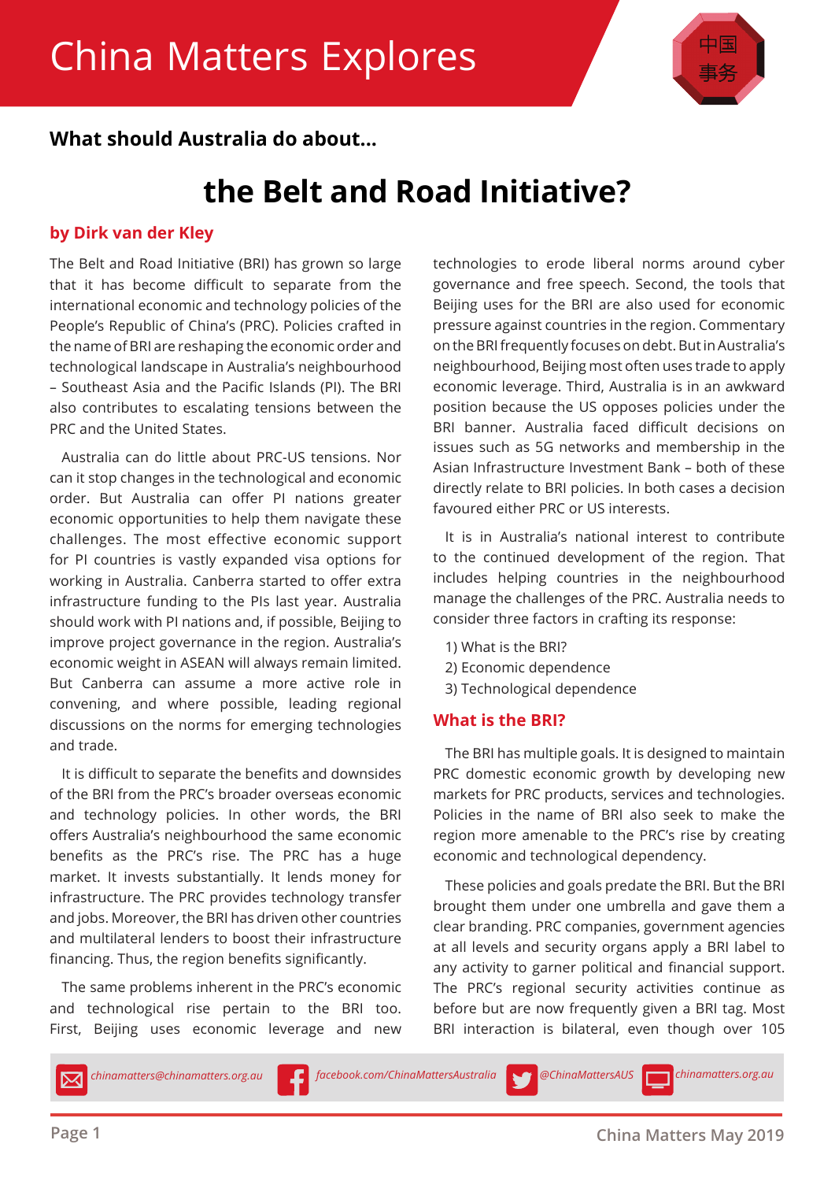# China Matters Explores

**What should Australia do about...**

# the Belt and Road Initiative?

**by Dirk van der Kley**

The Belt and Road Initiative (BRI) has grown so large that it has become difficult to separate from the international economic and technology policies of the People's Republic of China's (PRC). Policies crafted in the name of BRI are reshaping the economic order and technological landscape in Australia's neighbourhood – Southeast Asia and the Pacific Islands (PI). The BRI also contributes to escalating tensions between the PRC and the United States.

Australia can do little about PRC-US tensions. Nor can it stop changes in the technological and economic order. But Australia can offer PI nations greater economic opportunities to help them navigate these challenges. The most effective economic support for PI countries is vastly expanded visa options for working in Australia. Canberra started to offer extra infrastructure funding to the PIs last year. Australia should work with PI nations and, if possible, Beijing to improve project governance in the region. Australia's economic weight in ASEAN will always remain limited. But Canberra can assume a more active role in convening, and where possible, leading regional discussions on the norms for emerging technologies and trade.

It is difficult to separate the benefits and downsides of the BRI from the PRC's broader overseas economic and technology policies. In other words, the BRI offers Australia's neighbourhood the same economic benefits as the PRC's rise. The PRC has a huge market. It invests substantially. It lends money for infrastructure. The PRC provides technology transfer and jobs. Moreover, the BRI has driven other countries and multilateral lenders to boost their infrastructure financing. Thus, the region benefits significantly.

The same problems inherent in the PRC's economic and technological rise pertain to the BRI too. First, Beijing uses economic leverage and new technologies to erode liberal norms around cyber governance and free speech. Second, the tools that Beijing uses for the BRI are also used for economic pressure against countries in the region. Commentary on the BRI frequently focuses on debt. But in Australia's neighbourhood, Beijing most often uses trade to apply economic leverage. Third, Australia is in an awkward position because the US opposes policies under the BRI banner. Australia faced difficult decisions on issues such as 5G networks and membership in the Asian Infrastructure Investment Bank – both of these directly relate to BRI policies. In both cases a decision favoured either PRC or US interests.

It is in Australia's national interest to contribute to the continued development of the region. That includes helping countries in the neighbourhood manage the challenges of the PRC. Australia needs to consider three factors in crafting its response:

1) What is the BRI?
2) Economic dependence
3) Technological dependence

## What is the BRI?

The BRI has multiple goals. It is designed to maintain PRC domestic economic growth by developing new markets for PRC products, services and technologies. Policies in the name of BRI also seek to make the region more amenable to the PRC's rise by creating economic and technological dependency.

These policies and goals predate the BRI. But the BRI brought them under one umbrella and gave them a clear branding. PRC companies, government agencies at all levels and security organs apply a BRI label to any activity to garner political and financial support. The PRC's regional security activities continue as before but are now frequently given a BRI tag. Most BRI interaction is bilateral, even though over 105

*chinamatters@chinamatters.org.au* *facebook.com/ChinaMattersAustralia* *@ChinaMattersAUS* *chinamatters.org.au*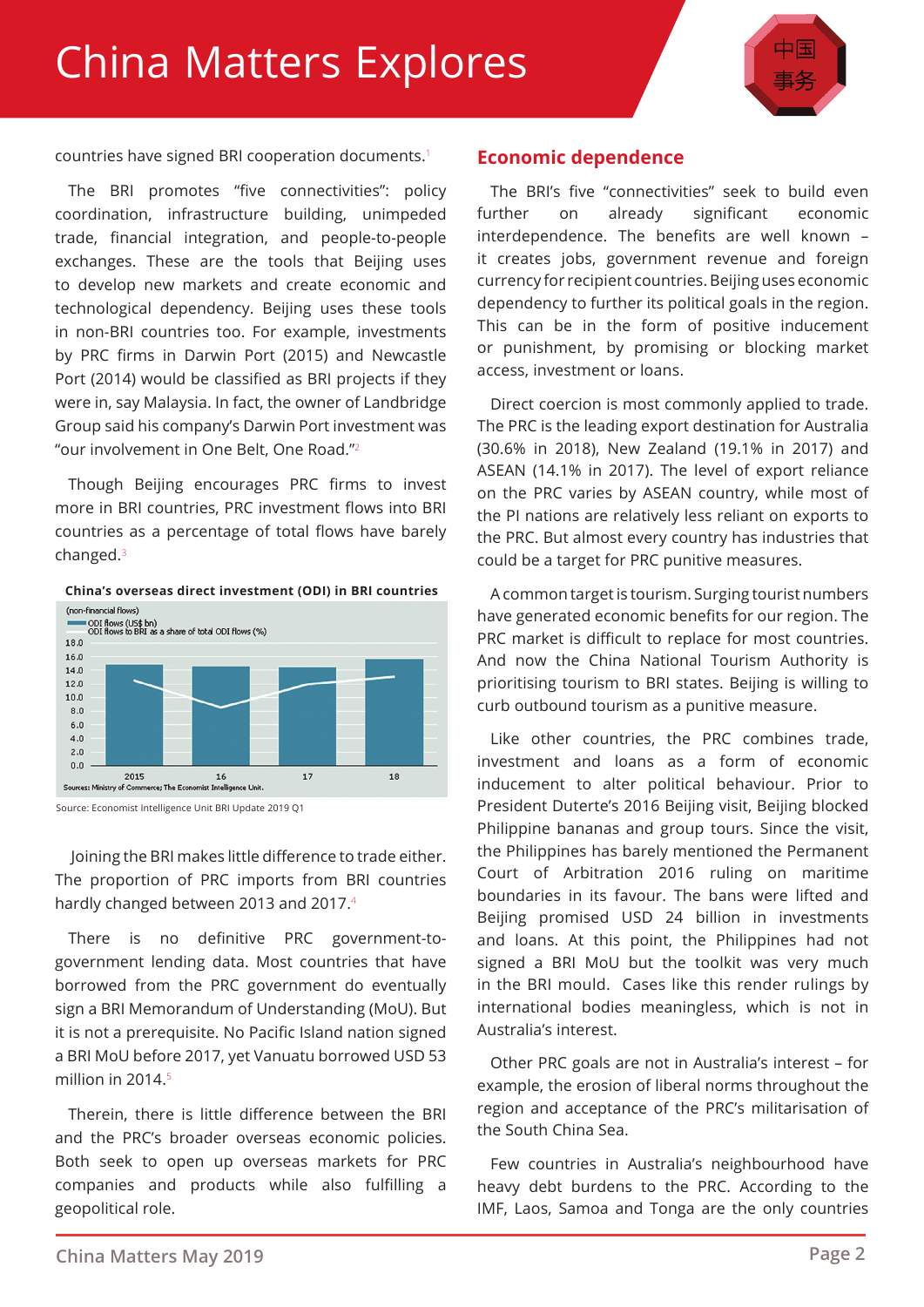countries have signed BRI cooperation documents.[1]

The BRI promotes "five connectivities": policy coordination, infrastructure building, unimpeded trade, financial integration, and people-to-people exchanges. These are the tools that Beijing uses to develop new markets and create economic and technological dependency. Beijing uses these tools in non-BRI countries too. For example, investments by PRC firms in Darwin Port (2015) and Newcastle Port (2014) would be classified as BRI projects if they were in, say Malaysia. In fact, the owner of Landbridge Group said his company's Darwin Port investment was "our involvement in One Belt, One Road."[2]

Though Beijing encourages PRC firms to invest more in BRI countries, PRC investment flows into BRI countries as a percentage of total flows have barely changed.[3]

**China's overseas direct investment (ODI) in BRI countries**

(non-financial flows)
ODI flows (US$ bn)
ODI flows to BRI as a share of total ODI flows (%)

Sources: Ministry of Commerce; The Economist Intelligence Unit.

Source: Economist Intelligence Unit BRI Update 2019 Q1

Joining the BRI makes little difference to trade either. The proportion of PRC imports from BRI countries hardly changed between 2013 and 2017.[4]

There is no definitive PRC government-to-government lending data. Most countries that have borrowed from the PRC government do eventually sign a BRI Memorandum of Understanding (MoU). But it is not a prerequisite. No Pacific Island nation signed a BRI MoU before 2017, yet Vanuatu borrowed USD 53 million in 2014.[5]

Therein, there is little difference between the BRI and the PRC's broader overseas economic policies. Both seek to open up overseas markets for PRC companies and products while also fulfilling a geopolitical role.

## Economic dependence

The BRI's five "connectivities" seek to build even further on already significant economic interdependence. The benefits are well known – it creates jobs, government revenue and foreign currency for recipient countries. Beijing uses economic dependency to further its political goals in the region. This can be in the form of positive inducement or punishment, by promising or blocking market access, investment or loans.

Direct coercion is most commonly applied to trade. The PRC is the leading export destination for Australia (30.6% in 2018), New Zealand (19.1% in 2017) and ASEAN (14.1% in 2017). The level of export reliance on the PRC varies by ASEAN country, while most of the PI nations are relatively less reliant on exports to the PRC. But almost every country has industries that could be a target for PRC punitive measures.

A common target is tourism. Surging tourist numbers have generated economic benefits for our region. The PRC market is difficult to replace for most countries. And now the China National Tourism Authority is prioritising tourism to BRI states. Beijing is willing to curb outbound tourism as a punitive measure.

Like other countries, the PRC combines trade, investment and loans as a form of economic inducement to alter political behaviour. Prior to President Duterte's 2016 Beijing visit, Beijing blocked Philippine bananas and group tours. Since the visit, the Philippines has barely mentioned the Permanent Court of Arbitration 2016 ruling on maritime boundaries in its favour. The bans were lifted and Beijing promised USD 24 billion in investments and loans. At this point, the Philippines had not signed a BRI MoU but the toolkit was very much in the BRI mould. Cases like this render rulings by international bodies meaningless, which is not in Australia's interest.

Other PRC goals are not in Australia's interest – for example, the erosion of liberal norms throughout the region and acceptance of the PRC's militarisation of the South China Sea.

Few countries in Australia's neighbourhood have heavy debt burdens to the PRC. According to the IMF, Laos, Samoa and Tonga are the only countries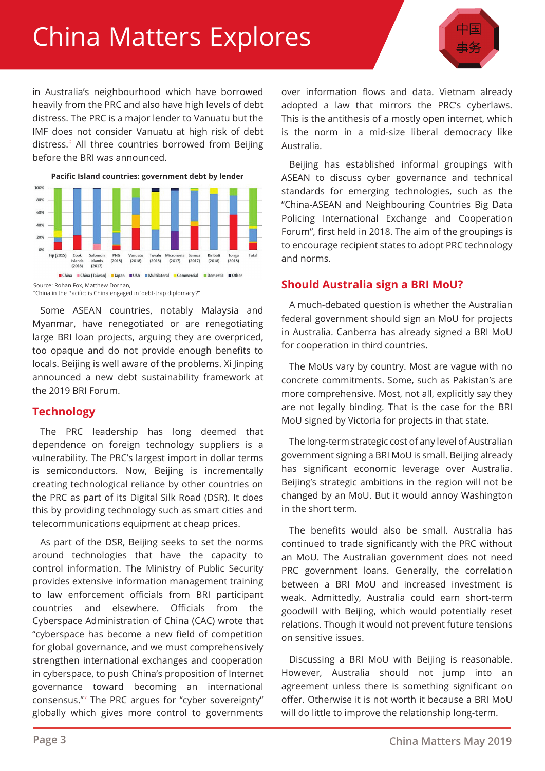in Australia's neighbourhood which have borrowed heavily from the PRC and also have high levels of debt distress. The PRC is a major lender to Vanuatu but the IMF does not consider Vanuatu at high risk of debt distress.[6] All three countries borrowed from Beijing before the BRI was announced.

**Pacific Island countries: government debt by lender**

Source: Rohan Fox, Matthew Dornan,
"China in the Pacific: is China engaged in 'debt-trap diplomacy'?"

Some ASEAN countries, notably Malaysia and Myanmar, have renegotiated or are renegotiating large BRI loan projects, arguing they are overpriced, too opaque and do not provide enough benefits to locals. Beijing is well aware of the problems. Xi Jinping announced a new debt sustainability framework at the 2019 BRI Forum.

## Technology

The PRC leadership has long deemed that dependence on foreign technology suppliers is a vulnerability. The PRC's largest import in dollar terms is semiconductors. Now, Beijing is incrementally creating technological reliance by other countries on the PRC as part of its Digital Silk Road (DSR). It does this by providing technology such as smart cities and telecommunications equipment at cheap prices.

As part of the DSR, Beijing seeks to set the norms around technologies that have the capacity to control information. The Ministry of Public Security provides extensive information management training to law enforcement officials from BRI participant countries and elsewhere. Officials from the Cyberspace Administration of China (CAC) wrote that "cyberspace has become a new field of competition for global governance, and we must comprehensively strengthen international exchanges and cooperation in cyberspace, to push China's proposition of Internet governance toward becoming an international consensus."[7] The PRC argues for "cyber sovereignty" globally which gives more control to governments over information flows and data. Vietnam already adopted a law that mirrors the PRC's cyberlaws. This is the antithesis of a mostly open internet, which is the norm in a mid-size liberal democracy like Australia.

Beijing has established informal groupings with ASEAN to discuss cyber governance and technical standards for emerging technologies, such as the "China-ASEAN and Neighbouring Countries Big Data Policing International Exchange and Cooperation Forum", first held in 2018. The aim of the groupings is to encourage recipient states to adopt PRC technology and norms.

## Should Australia sign a BRI MoU?

A much-debated question is whether the Australian federal government should sign an MoU for projects in Australia. Canberra has already signed a BRI MoU for cooperation in third countries.

The MoUs vary by country. Most are vague with no concrete commitments. Some, such as Pakistan's are more comprehensive. Most, not all, explicitly say they are not legally binding. That is the case for the BRI MoU signed by Victoria for projects in that state.

The long-term strategic cost of any level of Australian government signing a BRI MoU is small. Beijing already has significant economic leverage over Australia. Beijing's strategic ambitions in the region will not be changed by an MoU. But it would annoy Washington in the short term.

The benefits would also be small. Australia has continued to trade significantly with the PRC without an MoU. The Australian government does not need PRC government loans. Generally, the correlation between a BRI MoU and increased investment is weak. Admittedly, Australia could earn short-term goodwill with Beijing, which would potentially reset relations. Though it would not prevent future tensions on sensitive issues.

Discussing a BRI MoU with Beijing is reasonable. However, Australia should not jump into an agreement unless there is something significant on offer. Otherwise it is not worth it because a BRI MoU will do little to improve the relationship long-term.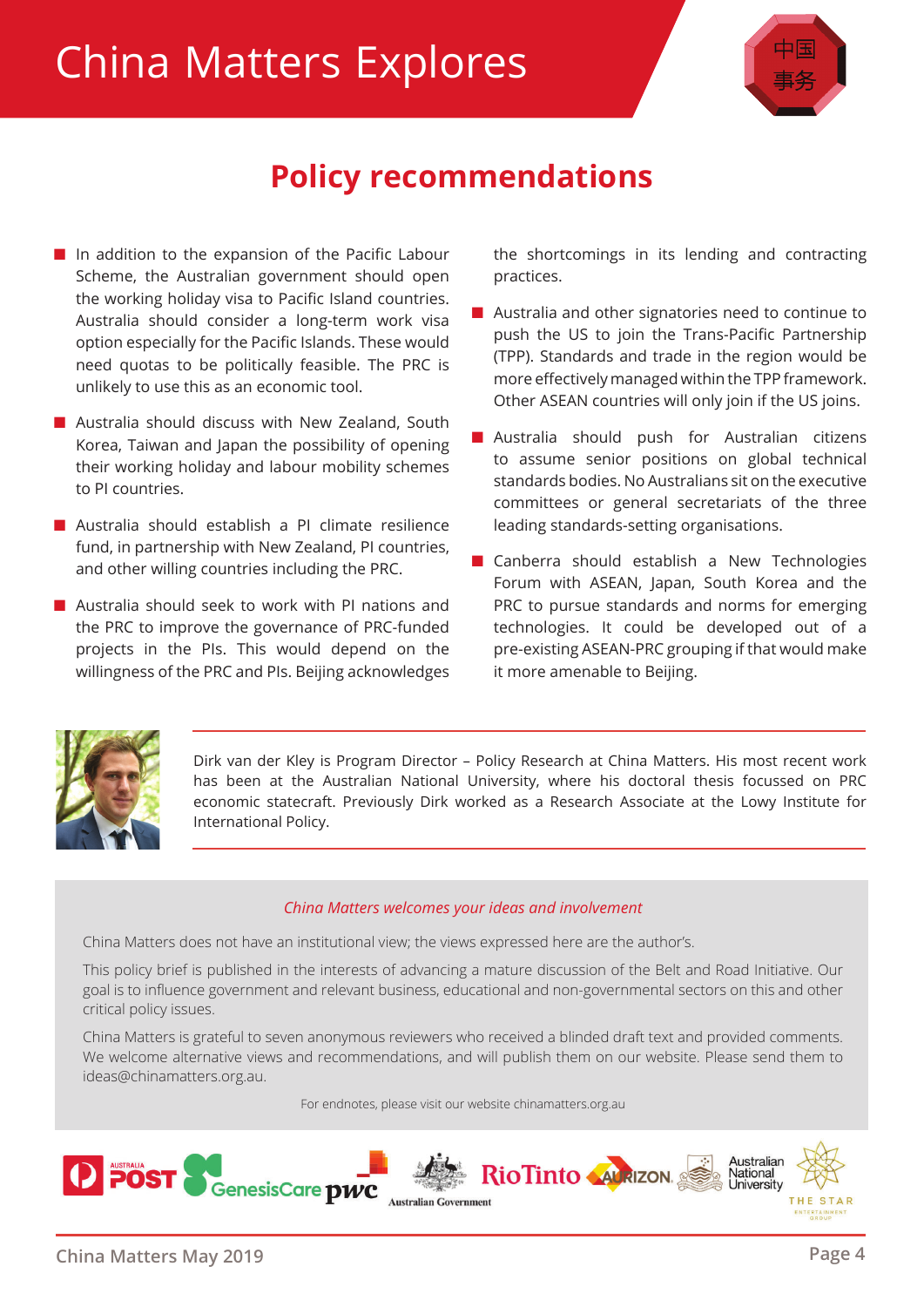## Policy recommendations

- In addition to the expansion of the Pacific Labour Scheme, the Australian government should open the working holiday visa to Pacific Island countries. Australia should consider a long-term work visa option especially for the Pacific Islands. These would need quotas to be politically feasible. The PRC is unlikely to use this as an economic tool.
- Australia should discuss with New Zealand, South Korea, Taiwan and Japan the possibility of opening their working holiday and labour mobility schemes to PI countries.
- Australia should establish a PI climate resilience fund, in partnership with New Zealand, PI countries, and other willing countries including the PRC.
- Australia should seek to work with PI nations and the PRC to improve the governance of PRC-funded projects in the PIs. This would depend on the willingness of the PRC and PIs. Beijing acknowledges the shortcomings in its lending and contracting practices.
- Australia and other signatories need to continue to push the US to join the Trans-Pacific Partnership (TPP). Standards and trade in the region would be more effectively managed within the TPP framework. Other ASEAN countries will only join if the US joins.
- Australia should push for Australian citizens to assume senior positions on global technical standards bodies. No Australians sit on the executive committees or general secretariats of the three leading standards-setting organisations.
- Canberra should establish a New Technologies Forum with ASEAN, Japan, South Korea and the PRC to pursue standards and norms for emerging technologies. It could be developed out of a pre-existing ASEAN-PRC grouping if that would make it more amenable to Beijing.

Dirk van der Kley is Program Director – Policy Research at China Matters. His most recent work has been at the Australian National University, where his doctoral thesis focussed on PRC economic statecraft. Previously Dirk worked as a Research Associate at the Lowy Institute for International Policy.

*China Matters welcomes your ideas and involvement*

China Matters does not have an institutional view; the views expressed here are the author's.

This policy brief is published in the interests of advancing a mature discussion of the Belt and Road Initiative. Our goal is to influence government and relevant business, educational and non-governmental sectors on this and other critical policy issues.

China Matters is grateful to seven anonymous reviewers who received a blinded draft text and provided comments. We welcome alternative views and recommendations, and will publish them on our website. Please send them to ideas@chinamatters.org.au.

For endnotes, please visit our website chinamatters.org.au